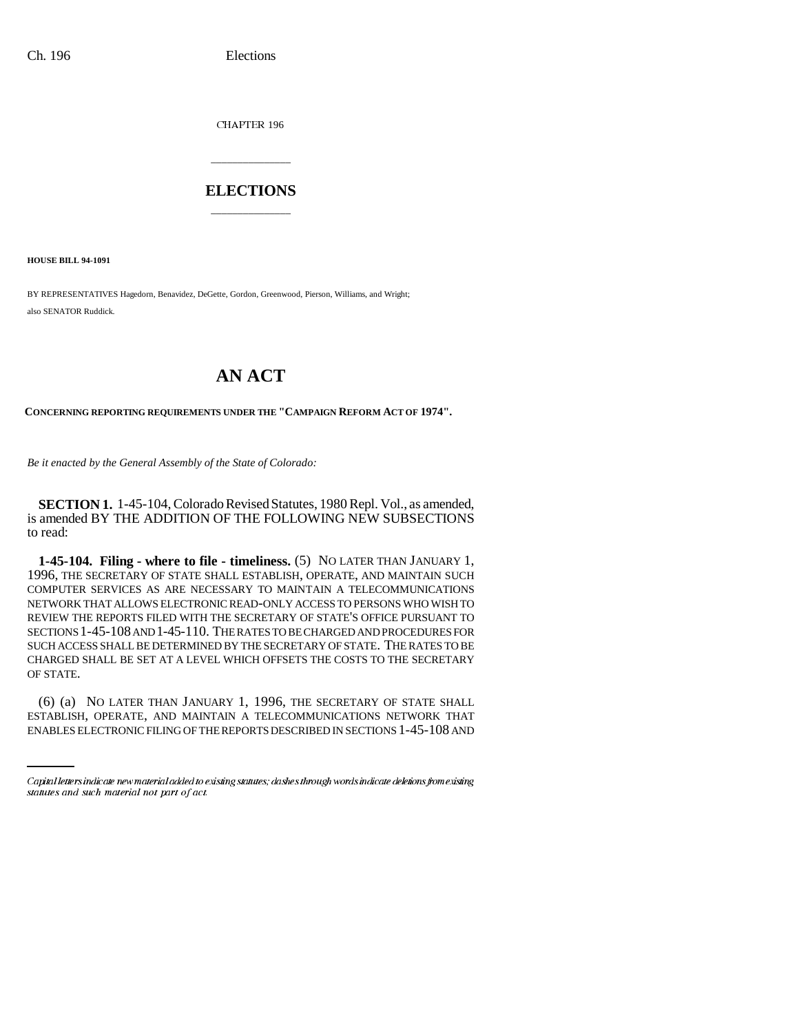CHAPTER 196

# ELECTIONS

**HOUSE BILL 94-1091**

BY REPRESENTATIVES Hagedorn, Benavidez, DeGette, Gordon, Greenwood, Pierson, Williams, and Wright;
also SENATOR Ruddick.

# AN ACT

**CONCERNING REPORTING REQUIREMENTS UNDER THE "CAMPAIGN REFORM ACT OF 1974".**

*Be it enacted by the General Assembly of the State of Colorado:*

**SECTION 1.** 1-45-104, Colorado Revised Statutes, 1980 Repl. Vol., as amended, is amended BY THE ADDITION OF THE FOLLOWING NEW SUBSECTIONS to read:

**1-45-104. Filing - where to file - timeliness.** (5) NO LATER THAN JANUARY 1, 1996, THE SECRETARY OF STATE SHALL ESTABLISH, OPERATE, AND MAINTAIN SUCH COMPUTER SERVICES AS ARE NECESSARY TO MAINTAIN A TELECOMMUNICATIONS NETWORK THAT ALLOWS ELECTRONIC READ-ONLY ACCESS TO PERSONS WHO WISH TO REVIEW THE REPORTS FILED WITH THE SECRETARY OF STATE'S OFFICE PURSUANT TO SECTIONS 1-45-108 AND 1-45-110. THE RATES TO BE CHARGED AND PROCEDURES FOR SUCH ACCESS SHALL BE DETERMINED BY THE SECRETARY OF STATE. THE RATES TO BE CHARGED SHALL BE SET AT A LEVEL WHICH OFFSETS THE COSTS TO THE SECRETARY OF STATE.

(6) (a) NO LATER THAN JANUARY 1, 1996, THE SECRETARY OF STATE SHALL ESTABLISH, OPERATE, AND MAINTAIN A TELECOMMUNICATIONS NETWORK THAT ENABLES ELECTRONIC FILING OF THE REPORTS DESCRIBED IN SECTIONS 1-45-108 AND

*Capital letters indicate new material added to existing statutes; dashes through words indicate deletions from existing statutes and such material not part of act.*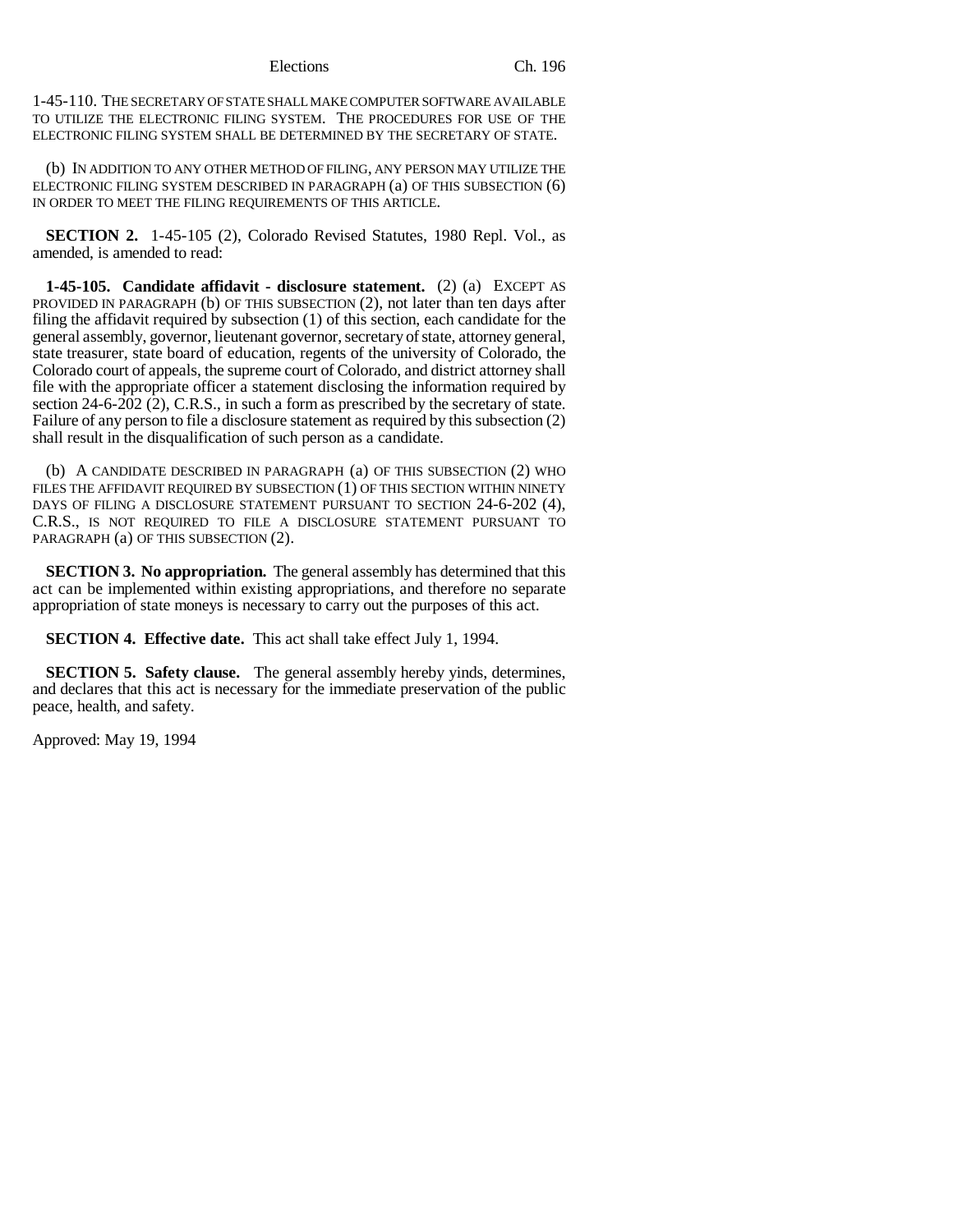1-45-110. THE SECRETARY OF STATE SHALL MAKE COMPUTER SOFTWARE AVAILABLE TO UTILIZE THE ELECTRONIC FILING SYSTEM. THE PROCEDURES FOR USE OF THE ELECTRONIC FILING SYSTEM SHALL BE DETERMINED BY THE SECRETARY OF STATE.

(b) IN ADDITION TO ANY OTHER METHOD OF FILING, ANY PERSON MAY UTILIZE THE ELECTRONIC FILING SYSTEM DESCRIBED IN PARAGRAPH (a) OF THIS SUBSECTION (6) IN ORDER TO MEET THE FILING REQUIREMENTS OF THIS ARTICLE.

**SECTION 2.** 1-45-105 (2), Colorado Revised Statutes, 1980 Repl. Vol., as amended, is amended to read:

**1-45-105. Candidate affidavit - disclosure statement.** (2) (a) EXCEPT AS PROVIDED IN PARAGRAPH (b) OF THIS SUBSECTION (2), not later than ten days after filing the affidavit required by subsection (1) of this section, each candidate for the general assembly, governor, lieutenant governor, secretary of state, attorney general, state treasurer, state board of education, regents of the university of Colorado, the Colorado court of appeals, the supreme court of Colorado, and district attorney shall file with the appropriate officer a statement disclosing the information required by section 24-6-202 (2), C.R.S., in such a form as prescribed by the secretary of state. Failure of any person to file a disclosure statement as required by this subsection (2) shall result in the disqualification of such person as a candidate.

(b) A CANDIDATE DESCRIBED IN PARAGRAPH (a) OF THIS SUBSECTION (2) WHO FILES THE AFFIDAVIT REQUIRED BY SUBSECTION (1) OF THIS SECTION WITHIN NINETY DAYS OF FILING A DISCLOSURE STATEMENT PURSUANT TO SECTION 24-6-202 (4), C.R.S., IS NOT REQUIRED TO FILE A DISCLOSURE STATEMENT PURSUANT TO PARAGRAPH (a) OF THIS SUBSECTION (2).

**SECTION 3. No appropriation.** The general assembly has determined that this act can be implemented within existing appropriations, and therefore no separate appropriation of state moneys is necessary to carry out the purposes of this act.

**SECTION 4. Effective date.** This act shall take effect July 1, 1994.

**SECTION 5. Safety clause.** The general assembly hereby yinds, determines, and declares that this act is necessary for the immediate preservation of the public peace, health, and safety.

Approved: May 19, 1994